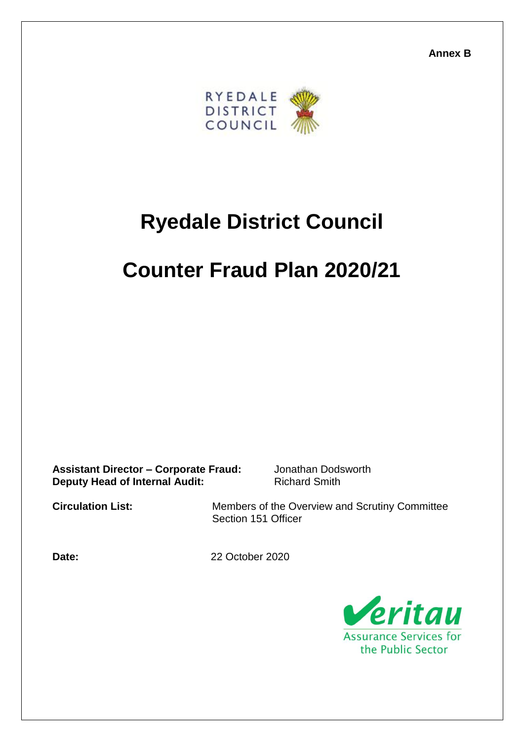**Annex B**

# Ryedale District Council

# Counter Fraud Plan 2020/21

**Assistant Director – Corporate Fraud:** Jonathan Dodsworth
**Deputy Head of Internal Audit:** Richard Smith

**Circulation List:** Members of the Overview and Scrutiny Committee
Section 151 Officer

**Date:** 22 October 2020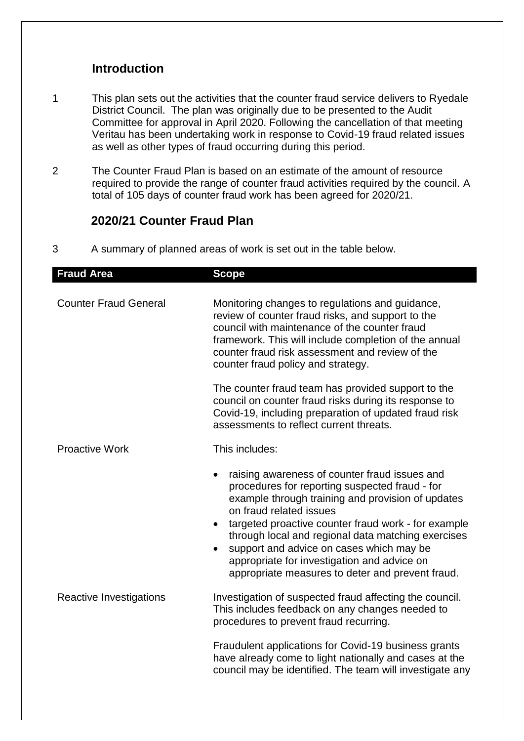## Introduction

1 This plan sets out the activities that the counter fraud service delivers to Ryedale District Council. The plan was originally due to be presented to the Audit Committee for approval in April 2020. Following the cancellation of that meeting Veritau has been undertaking work in response to Covid-19 fraud related issues as well as other types of fraud occurring during this period.

2 The Counter Fraud Plan is based on an estimate of the amount of resource required to provide the range of counter fraud activities required by the council. A total of 105 days of counter fraud work has been agreed for 2020/21.

## 2020/21 Counter Fraud Plan

3 A summary of planned areas of work is set out in the table below.

| Fraud Area | Scope |
|---|---|
| Counter Fraud General | Monitoring changes to regulations and guidance, review of counter fraud risks, and support to the council with maintenance of the counter fraud framework. This will include completion of the annual counter fraud risk assessment and review of the counter fraud policy and strategy.<br><br>The counter fraud team has provided support to the council on counter fraud risks during its response to Covid-19, including preparation of updated fraud risk assessments to reflect current threats. |
| Proactive Work | This includes:<br>• raising awareness of counter fraud issues and procedures for reporting suspected fraud - for example through training and provision of updates on fraud related issues<br>• targeted proactive counter fraud work - for example through local and regional data matching exercises<br>• support and advice on cases which may be appropriate for investigation and advice on appropriate measures to deter and prevent fraud. |
| Reactive Investigations | Investigation of suspected fraud affecting the council. This includes feedback on any changes needed to procedures to prevent fraud recurring.<br><br>Fraudulent applications for Covid-19 business grants have already come to light nationally and cases at the council may be identified. The team will investigate any |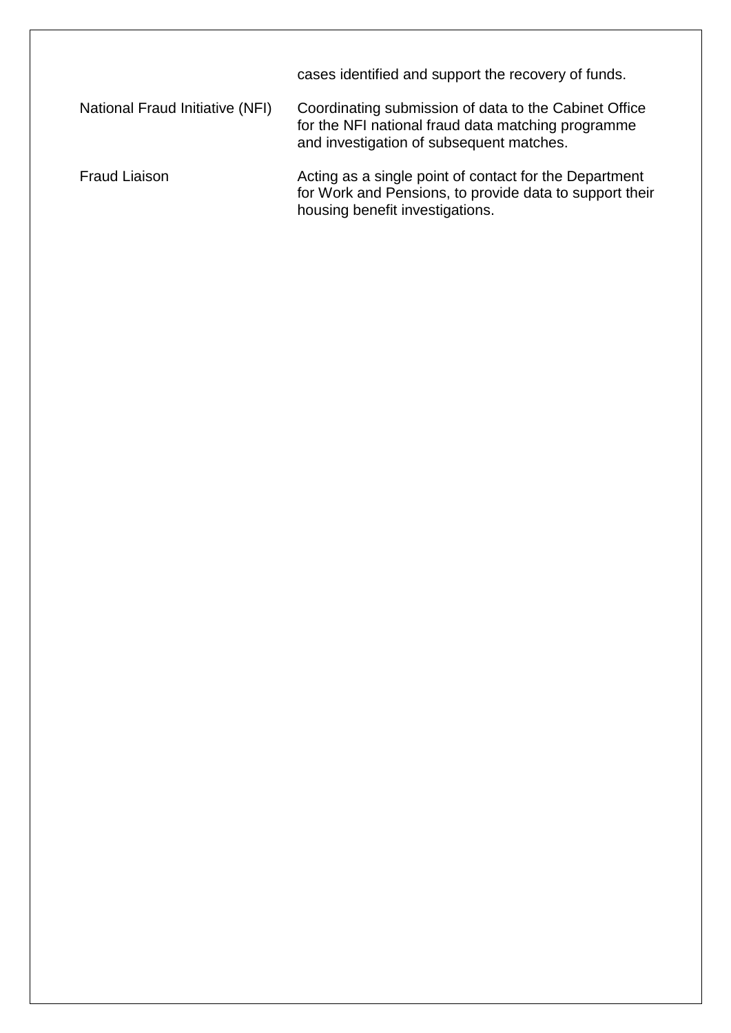| | |
|---|---|
| | cases identified and support the recovery of funds. |
| National Fraud Initiative (NFI) | Coordinating submission of data to the Cabinet Office for the NFI national fraud data matching programme and investigation of subsequent matches. |
| Fraud Liaison | Acting as a single point of contact for the Department for Work and Pensions, to provide data to support their housing benefit investigations. |